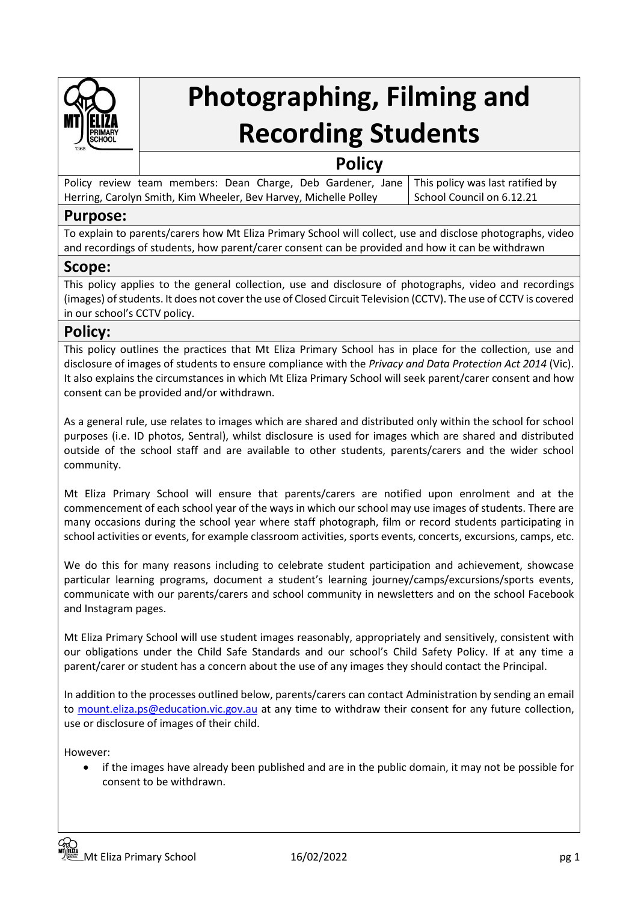# Photographing, Filming and Recording Students

## Policy

| Policy review team members: Dean Charge, Deb Gardener, Jane Herring, Carolyn Smith, Kim Wheeler, Bev Harvey, Michelle Polley | This policy was last ratified by School Council on 6.12.21 |
| --- | --- |

## Purpose:

To explain to parents/carers how Mt Eliza Primary School will collect, use and disclose photographs, video and recordings of students, how parent/carer consent can be provided and how it can be withdrawn

## Scope:

This policy applies to the general collection, use and disclosure of photographs, video and recordings (images) of students. It does not cover the use of Closed Circuit Television (CCTV). The use of CCTV is covered in our school's CCTV policy.

## Policy:

This policy outlines the practices that Mt Eliza Primary School has in place for the collection, use and disclosure of images of students to ensure compliance with the *Privacy and Data Protection Act 2014* (Vic). It also explains the circumstances in which Mt Eliza Primary School will seek parent/carer consent and how consent can be provided and/or withdrawn.

As a general rule, use relates to images which are shared and distributed only within the school for school purposes (i.e. ID photos, Sentral), whilst disclosure is used for images which are shared and distributed outside of the school staff and are available to other students, parents/carers and the wider school community.

Mt Eliza Primary School will ensure that parents/carers are notified upon enrolment and at the commencement of each school year of the ways in which our school may use images of students. There are many occasions during the school year where staff photograph, film or record students participating in school activities or events, for example classroom activities, sports events, concerts, excursions, camps, etc.

We do this for many reasons including to celebrate student participation and achievement, showcase particular learning programs, document a student's learning journey/camps/excursions/sports events, communicate with our parents/carers and school community in newsletters and on the school Facebook and Instagram pages.

Mt Eliza Primary School will use student images reasonably, appropriately and sensitively, consistent with our obligations under the Child Safe Standards and our school's Child Safety Policy. If at any time a parent/carer or student has a concern about the use of any images they should contact the Principal.

In addition to the processes outlined below, parents/carers can contact Administration by sending an email to mount.eliza.ps@education.vic.gov.au at any time to withdraw their consent for any future collection, use or disclosure of images of their child.

However:

- if the images have already been published and are in the public domain, it may not be possible for consent to be withdrawn.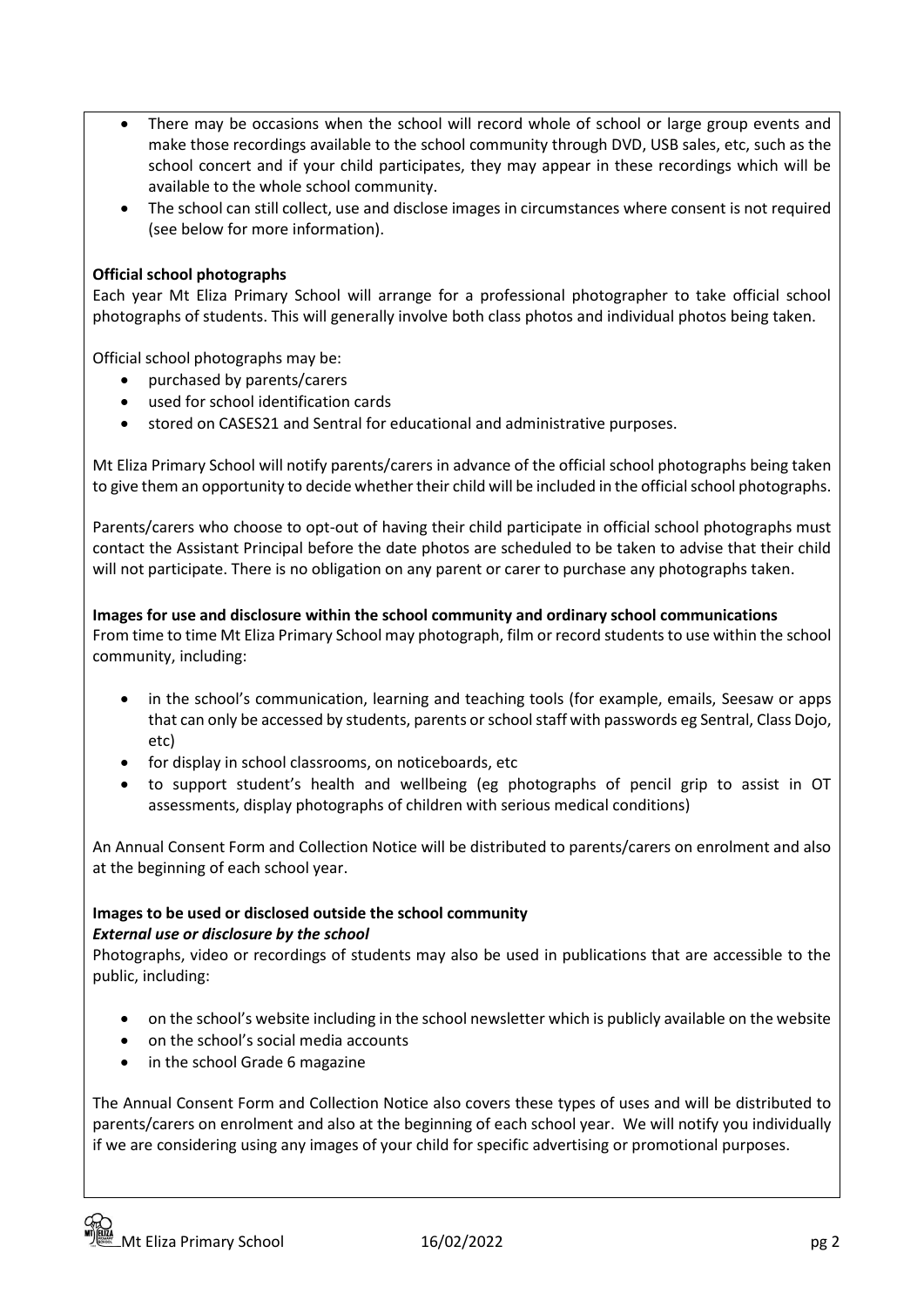- There may be occasions when the school will record whole of school or large group events and make those recordings available to the school community through DVD, USB sales, etc, such as the school concert and if your child participates, they may appear in these recordings which will be available to the whole school community.
- The school can still collect, use and disclose images in circumstances where consent is not required (see below for more information).

**Official school photographs**

Each year Mt Eliza Primary School will arrange for a professional photographer to take official school photographs of students. This will generally involve both class photos and individual photos being taken.

Official school photographs may be:

- purchased by parents/carers
- used for school identification cards
- stored on CASES21 and Sentral for educational and administrative purposes.

Mt Eliza Primary School will notify parents/carers in advance of the official school photographs being taken to give them an opportunity to decide whether their child will be included in the official school photographs.

Parents/carers who choose to opt-out of having their child participate in official school photographs must contact the Assistant Principal before the date photos are scheduled to be taken to advise that their child will not participate. There is no obligation on any parent or carer to purchase any photographs taken.

**Images for use and disclosure within the school community and ordinary school communications**

From time to time Mt Eliza Primary School may photograph, film or record students to use within the school community, including:

- in the school's communication, learning and teaching tools (for example, emails, Seesaw or apps that can only be accessed by students, parents or school staff with passwords eg Sentral, Class Dojo, etc)
- for display in school classrooms, on noticeboards, etc
- to support student's health and wellbeing (eg photographs of pencil grip to assist in OT assessments, display photographs of children with serious medical conditions)

An Annual Consent Form and Collection Notice will be distributed to parents/carers on enrolment and also at the beginning of each school year.

**Images to be used or disclosed outside the school community**

***External use or disclosure by the school***

Photographs, video or recordings of students may also be used in publications that are accessible to the public, including:

- on the school's website including in the school newsletter which is publicly available on the website
- on the school's social media accounts
- in the school Grade 6 magazine

The Annual Consent Form and Collection Notice also covers these types of uses and will be distributed to parents/carers on enrolment and also at the beginning of each school year. We will notify you individually if we are considering using any images of your child for specific advertising or promotional purposes.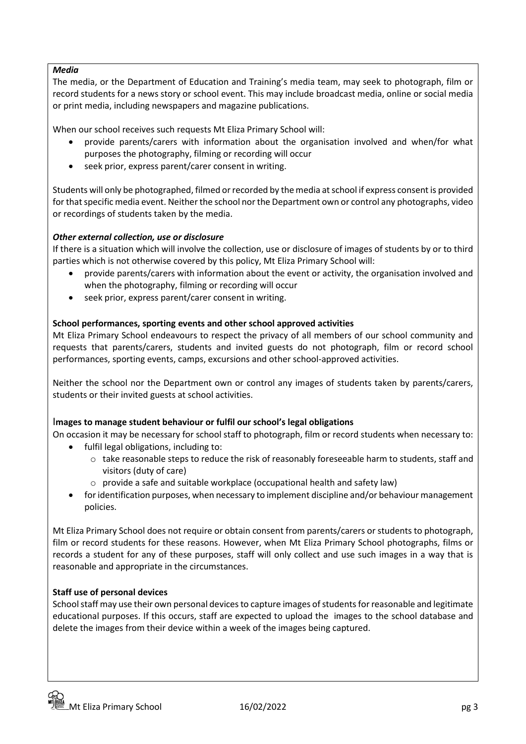***Media***

The media, or the Department of Education and Training's media team, may seek to photograph, film or record students for a news story or school event. This may include broadcast media, online or social media or print media, including newspapers and magazine publications.

When our school receives such requests Mt Eliza Primary School will:

- provide parents/carers with information about the organisation involved and when/for what purposes the photography, filming or recording will occur
- seek prior, express parent/carer consent in writing.

Students will only be photographed, filmed or recorded by the media at school if express consent is provided for that specific media event. Neither the school nor the Department own or control any photographs, video or recordings of students taken by the media.

***Other external collection, use or disclosure***

If there is a situation which will involve the collection, use or disclosure of images of students by or to third parties which is not otherwise covered by this policy, Mt Eliza Primary School will:

- provide parents/carers with information about the event or activity, the organisation involved and when the photography, filming or recording will occur
- seek prior, express parent/carer consent in writing.

**School performances, sporting events and other school approved activities**

Mt Eliza Primary School endeavours to respect the privacy of all members of our school community and requests that parents/carers, students and invited guests do not photograph, film or record school performances, sporting events, camps, excursions and other school-approved activities.

Neither the school nor the Department own or control any images of students taken by parents/carers, students or their invited guests at school activities.

**Images to manage student behaviour or fulfil our school's legal obligations**

On occasion it may be necessary for school staff to photograph, film or record students when necessary to:

- fulfil legal obligations, including to:
  - take reasonable steps to reduce the risk of reasonably foreseeable harm to students, staff and visitors (duty of care)
  - provide a safe and suitable workplace (occupational health and safety law)
- for identification purposes, when necessary to implement discipline and/or behaviour management policies.

Mt Eliza Primary School does not require or obtain consent from parents/carers or students to photograph, film or record students for these reasons. However, when Mt Eliza Primary School photographs, films or records a student for any of these purposes, staff will only collect and use such images in a way that is reasonable and appropriate in the circumstances.

**Staff use of personal devices**

School staff may use their own personal devices to capture images of students for reasonable and legitimate educational purposes. If this occurs, staff are expected to upload the images to the school database and delete the images from their device within a week of the images being captured.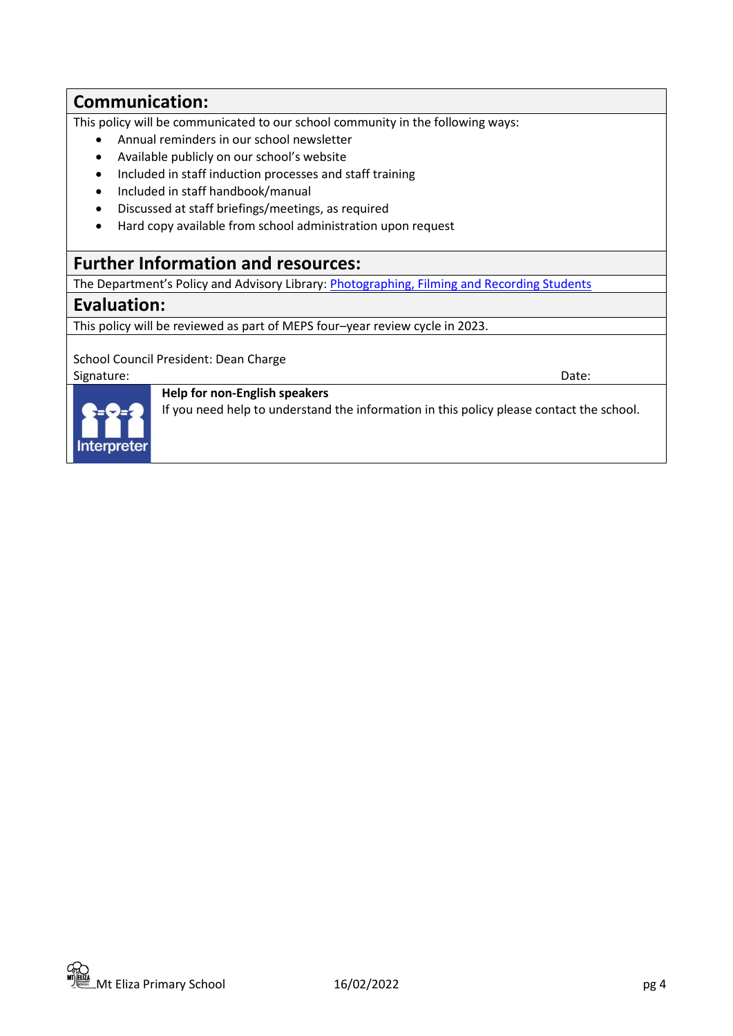## Communication:

This policy will be communicated to our school community in the following ways:

- Annual reminders in our school newsletter
- Available publicly on our school's website
- Included in staff induction processes and staff training
- Included in staff handbook/manual
- Discussed at staff briefings/meetings, as required
- Hard copy available from school administration upon request

## Further Information and resources:

The Department's Policy and Advisory Library: Photographing, Filming and Recording Students

## Evaluation:

This policy will be reviewed as part of MEPS four–year review cycle in 2023.

School Council President: Dean Charge

Signature: Date:

**Help for non-English speakers**

If you need help to understand the information in this policy please contact the school.